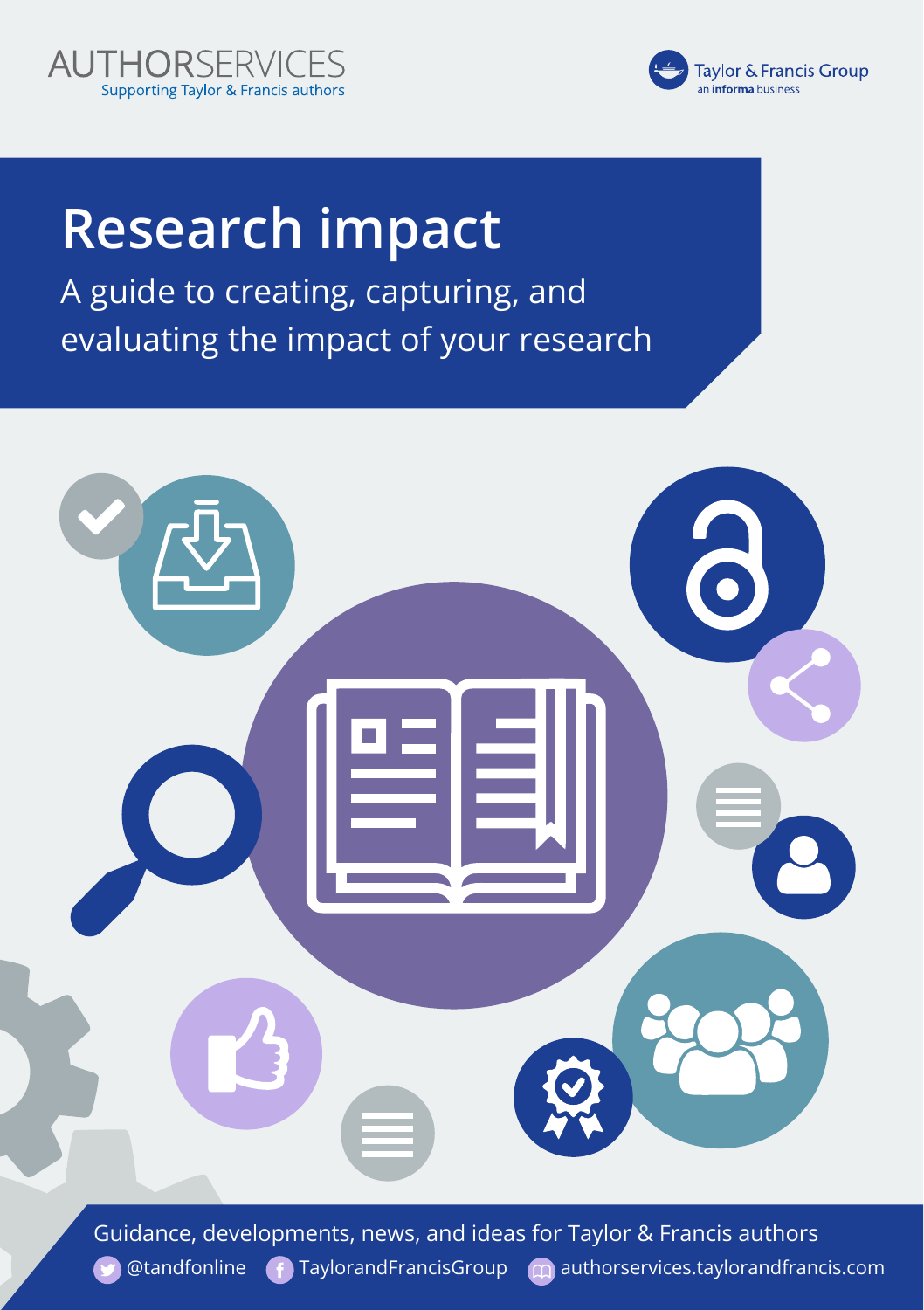AUTHORSERVICES
Supporting Taylor & Francis authors

Taylor & Francis Group
an informa business

# Research impact

## A guide to creating, capturing, and evaluating the impact of your research

Guidance, developments, news, and ideas for Taylor & Francis authors

@tandfonline TaylorandFrancisGroup authorservices.taylorandfrancis.com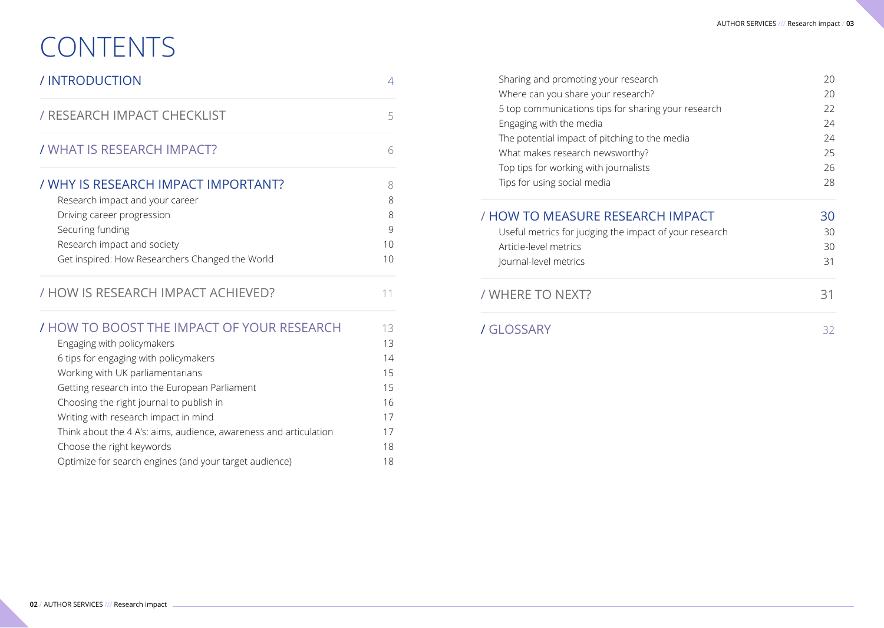# CONTENTS

| Section | Page |
|---|---|
| / INTRODUCTION | 4 |
| / RESEARCH IMPACT CHECKLIST | 5 |
| / WHAT IS RESEARCH IMPACT? | 6 |
| / WHY IS RESEARCH IMPACT IMPORTANT? | 8 |
| Research impact and your career | 8 |
| Driving career progression | 8 |
| Securing funding | 9 |
| Research impact and society | 10 |
| Get inspired: How Researchers Changed the World | 10 |
| / HOW IS RESEARCH IMPACT ACHIEVED? | 11 |
| / HOW TO BOOST THE IMPACT OF YOUR RESEARCH | 13 |
| Engaging with policymakers | 13 |
| 6 tips for engaging with policymakers | 14 |
| Working with UK parliamentarians | 15 |
| Getting research into the European Parliament | 15 |
| Choosing the right journal to publish in | 16 |
| Writing with research impact in mind | 17 |
| Think about the 4 A's: aims, audience, awareness and articulation | 17 |
| Choose the right keywords | 18 |
| Optimize for search engines (and your target audience) | 18 |
| Sharing and promoting your research | 20 |
| Where can you share your research? | 20 |
| 5 top communications tips for sharing your research | 22 |
| Engaging with the media | 24 |
| The potential impact of pitching to the media | 24 |
| What makes research newsworthy? | 25 |
| Top tips for working with journalists | 26 |
| Tips for using social media | 28 |
| / HOW TO MEASURE RESEARCH IMPACT | 30 |
| Useful metrics for judging the impact of your research | 30 |
| Article-level metrics | 30 |
| Journal-level metrics | 31 |
| / WHERE TO NEXT? | 31 |
| / GLOSSARY | 32 |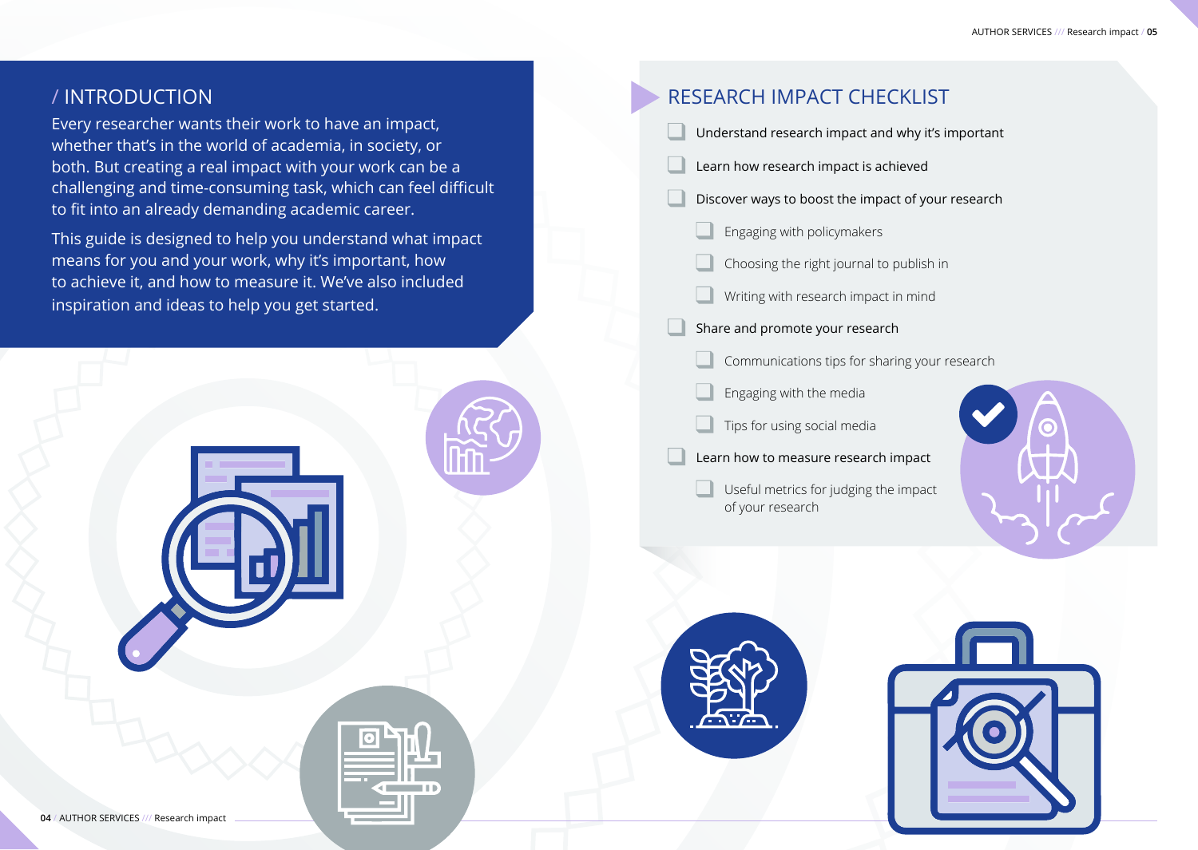## / INTRODUCTION

Every researcher wants their work to have an impact, whether that's in the world of academia, in society, or both. But creating a real impact with your work can be a challenging and time-consuming task, which can feel difficult to fit into an already demanding academic career.

This guide is designed to help you understand what impact means for you and your work, why it's important, how to achieve it, and how to measure it. We've also included inspiration and ideas to help you get started.

## RESEARCH IMPACT CHECKLIST

- [ ] Understand research impact and why it's important
- [ ] Learn how research impact is achieved
- [ ] Discover ways to boost the impact of your research
  - [ ] Engaging with policymakers
  - [ ] Choosing the right journal to publish in
  - [ ] Writing with research impact in mind
- [ ] Share and promote your research
  - [ ] Communications tips for sharing your research
  - [ ] Engaging with the media
  - [ ] Tips for using social media
- [ ] Learn how to measure research impact
  - [ ] Useful metrics for judging the impact of your research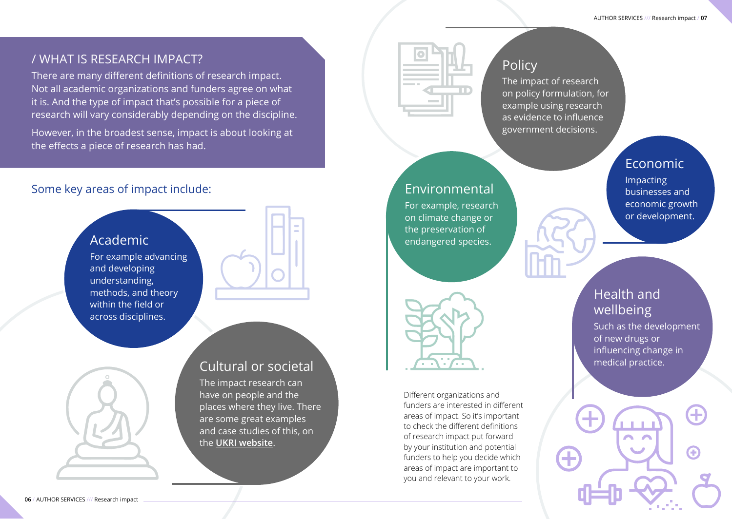## / WHAT IS RESEARCH IMPACT?

There are many different definitions of research impact. Not all academic organizations and funders agree on what it is. And the type of impact that's possible for a piece of research will vary considerably depending on the discipline.

However, in the broadest sense, impact is about looking at the effects a piece of research has had.

### Some key areas of impact include:

#### Academic

For example advancing and developing understanding, methods, and theory within the field or across disciplines.

#### Cultural or societal

The impact research can have on people and the places where they live. There are some great examples and case studies of this, on the **UKRI website**.

#### Policy

The impact of research on policy formulation, for example using research as evidence to influence government decisions.

#### Environmental

For example, research on climate change or the preservation of endangered species.

#### Economic

Impacting businesses and economic growth or development.

#### Health and wellbeing

Such as the development of new drugs or influencing change in medical practice.

Different organizations and funders are interested in different areas of impact. So it's important to check the different definitions of research impact put forward by your institution and potential funders to help you decide which areas of impact are important to you and relevant to your work.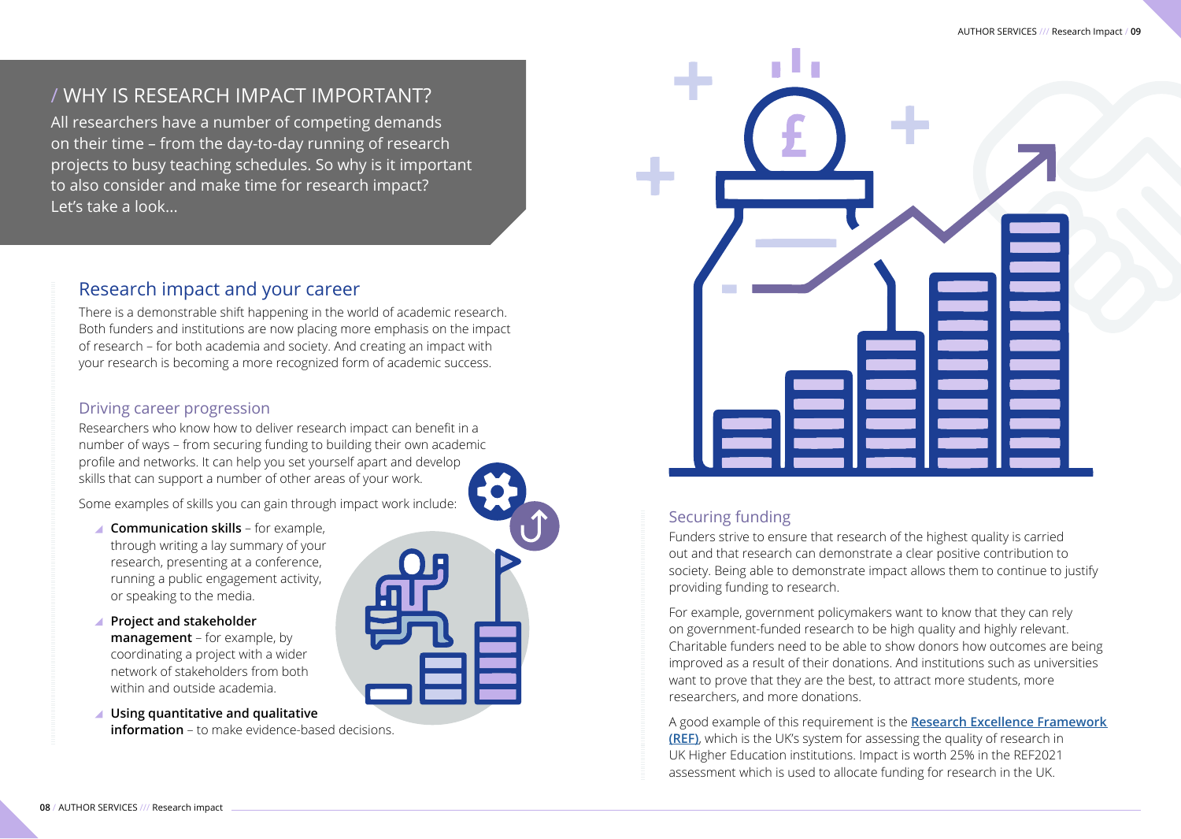## / WHY IS RESEARCH IMPACT IMPORTANT?

All researchers have a number of competing demands on their time – from the day-to-day running of research projects to busy teaching schedules. So why is it important to also consider and make time for research impact? Let's take a look...

### Research impact and your career

There is a demonstrable shift happening in the world of academic research. Both funders and institutions are now placing more emphasis on the impact of research – for both academia and society. And creating an impact with your research is becoming a more recognized form of academic success.

#### Driving career progression

Researchers who know how to deliver research impact can benefit in a number of ways – from securing funding to building their own academic profile and networks. It can help you set yourself apart and develop skills that can support a number of other areas of your work.

Some examples of skills you can gain through impact work include:

- **Communication skills** – for example, through writing a lay summary of your research, presenting at a conference, running a public engagement activity, or speaking to the media.
- **Project and stakeholder management** – for example, by coordinating a project with a wider network of stakeholders from both within and outside academia.
- **Using quantitative and qualitative information** – to make evidence-based decisions.

#### Securing funding

Funders strive to ensure that research of the highest quality is carried out and that research can demonstrate a clear positive contribution to society. Being able to demonstrate impact allows them to continue to justify providing funding to research.

For example, government policymakers want to know that they can rely on government-funded research to be high quality and highly relevant. Charitable funders need to be able to show donors how outcomes are being improved as a result of their donations. And institutions such as universities want to prove that they are the best, to attract more students, more researchers, and more donations.

A good example of this requirement is the **Research Excellence Framework (REF)**, which is the UK's system for assessing the quality of research in UK Higher Education institutions. Impact is worth 25% in the REF2021 assessment which is used to allocate funding for research in the UK.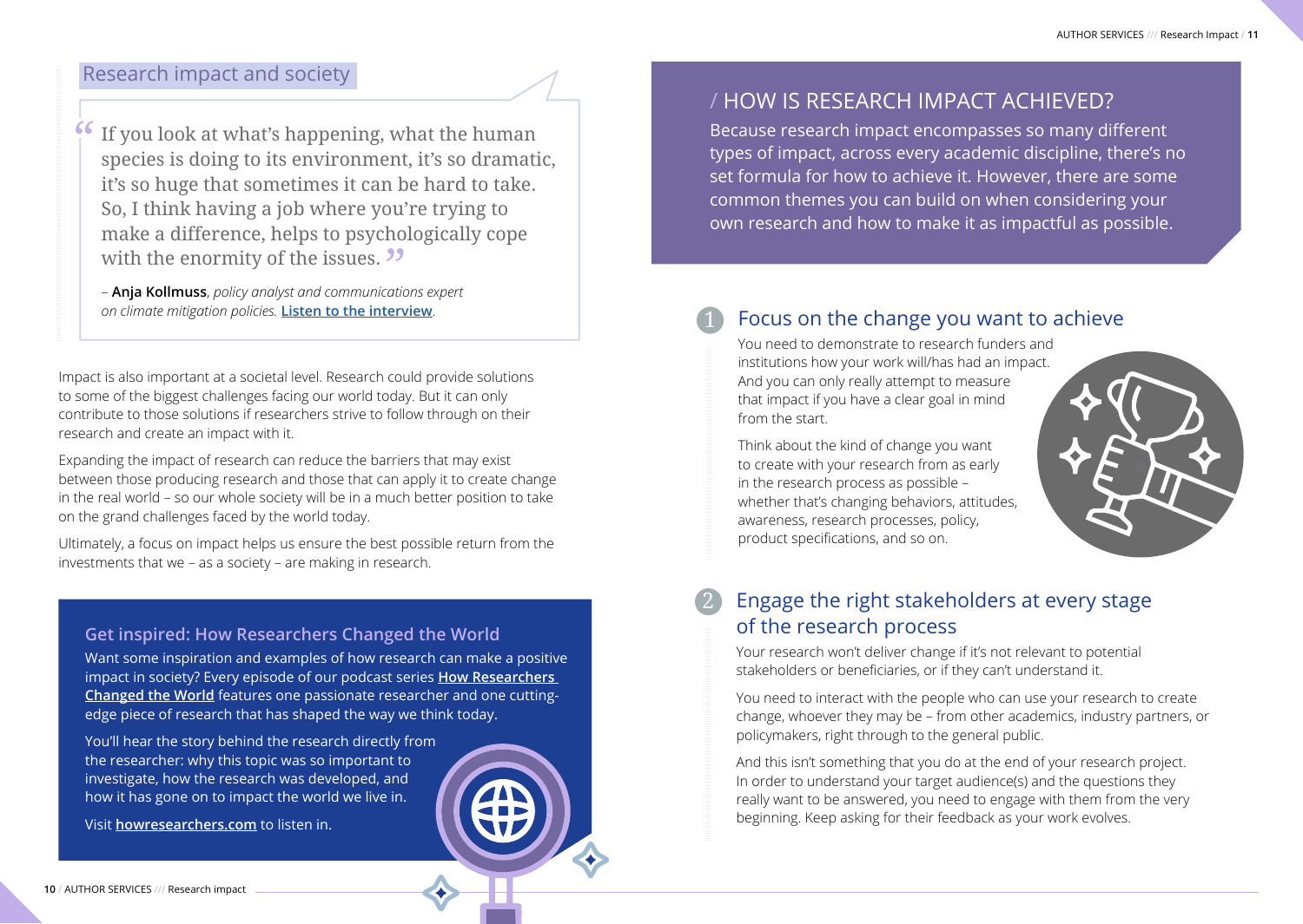## Research impact and society

> “If you look at what’s happening, what the human species is doing to its environment, it’s so dramatic, it’s so huge that sometimes it can be hard to take. So, I think having a job where you’re trying to make a difference, helps to psychologically cope with the enormity of the issues.”
>
> – **Anja Kollmuss**, *policy analyst and communications expert on climate mitigation policies.* **Listen to the interview**.

Impact is also important at a societal level. Research could provide solutions to some of the biggest challenges facing our world today. But it can only contribute to those solutions if researchers strive to follow through on their research and create an impact with it.

Expanding the impact of research can reduce the barriers that may exist between those producing research and those that can apply it to create change in the real world – so our whole society will be in a much better position to take on the grand challenges faced by the world today.

Ultimately, a focus on impact helps us ensure the best possible return from the investments that we – as a society – are making in research.

### Get inspired: How Researchers Changed the World

Want some inspiration and examples of how research can make a positive impact in society? Every episode of our podcast series **How Researchers Changed the World** features one passionate researcher and one cutting-edge piece of research that has shaped the way we think today.

You’ll hear the story behind the research directly from the researcher: why this topic was so important to investigate, how the research was developed, and how it has gone on to impact the world we live in.

Visit **howresearchers.com** to listen in.

## / HOW IS RESEARCH IMPACT ACHIEVED?

Because research impact encompasses so many different types of impact, across every academic discipline, there’s no set formula for how to achieve it. However, there are some common themes you can build on when considering your own research and how to make it as impactful as possible.

### 1 Focus on the change you want to achieve

You need to demonstrate to research funders and institutions how your work will/has had an impact. And you can only really attempt to measure that impact if you have a clear goal in mind from the start.

Think about the kind of change you want to create with your research from as early in the research process as possible – whether that’s changing behaviors, attitudes, awareness, research processes, policy, product specifications, and so on.

### 2 Engage the right stakeholders at every stage of the research process

Your research won’t deliver change if it’s not relevant to potential stakeholders or beneficiaries, or if they can’t understand it.

You need to interact with the people who can use your research to create change, whoever they may be – from other academics, industry partners, or policymakers, right through to the general public.

And this isn’t something that you do at the end of your research project. In order to understand your target audience(s) and the questions they really want to be answered, you need to engage with them from the very beginning. Keep asking for their feedback as your work evolves.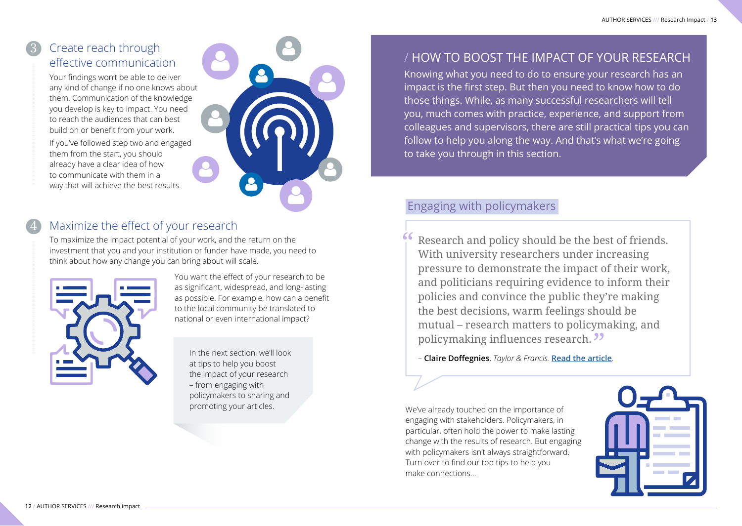## 3 Create reach through effective communication

Your findings won't be able to deliver any kind of change if no one knows about them. Communication of the knowledge you develop is key to impact. You need to reach the audiences that can best build on or benefit from your work.

If you've followed step two and engaged them from the start, you should already have a clear idea of how to communicate with them in a way that will achieve the best results.

## 4 Maximize the effect of your research

To maximize the impact potential of your work, and the return on the investment that you and your institution or funder have made, you need to think about how any change you can bring about will scale.

You want the effect of your research to be as significant, widespread, and long-lasting as possible. For example, how can a benefit to the local community be translated to national or even international impact?

> In the next section, we'll look at tips to help you boost the impact of your research – from engaging with policymakers to sharing and promoting your articles.

## / HOW TO BOOST THE IMPACT OF YOUR RESEARCH

Knowing what you need to do to ensure your research has an impact is the first step. But then you need to know how to do those things. While, as many successful researchers will tell you, much comes with practice, experience, and support from colleagues and supervisors, there are still practical tips you can follow to help you along the way. And that's what we're going to take you through in this section.

### Engaging with policymakers

> "Research and policy should be the best of friends. With university researchers under increasing pressure to demonstrate the impact of their work, and politicians requiring evidence to inform their policies and convince the public they're making the best decisions, warm feelings should be mutual – research matters to policymaking, and policymaking influences research."
>
> – **Claire Doffegnies**, *Taylor & Francis.* **Read the article**.

We've already touched on the importance of engaging with stakeholders. Policymakers, in particular, often hold the power to make lasting change with the results of research. But engaging with policymakers isn't always straightforward. Turn over to find our top tips to help you make connections...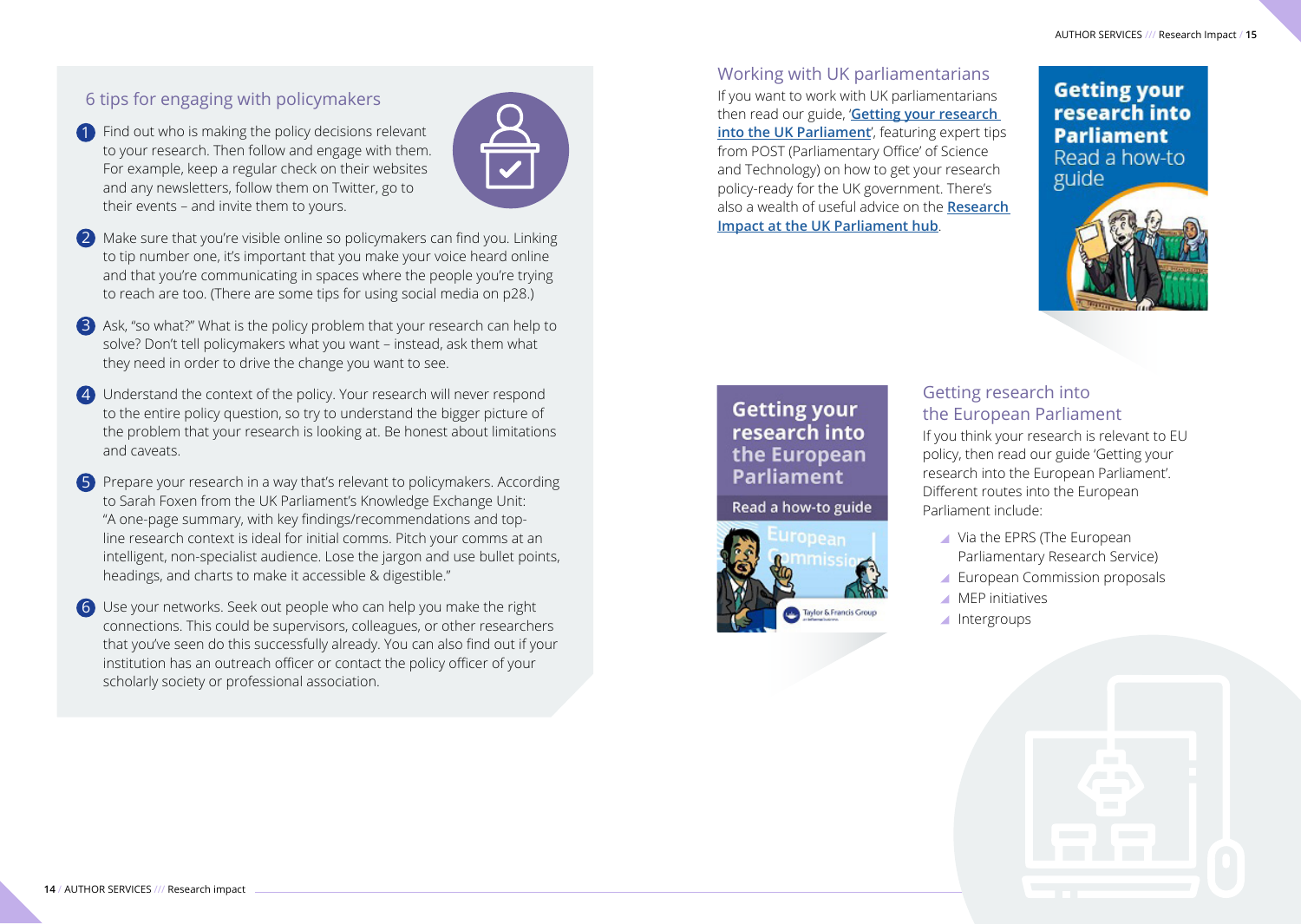## 6 tips for engaging with policymakers

1. Find out who is making the policy decisions relevant to your research. Then follow and engage with them. For example, keep a regular check on their websites and any newsletters, follow them on Twitter, go to their events – and invite them to yours.

2. Make sure that you're visible online so policymakers can find you. Linking to tip number one, it's important that you make your voice heard online and that you're communicating in spaces where the people you're trying to reach are too. (There are some tips for using social media on p28.)

3. Ask, "so what?" What is the policy problem that your research can help to solve? Don't tell policymakers what you want – instead, ask them what they need in order to drive the change you want to see.

4. Understand the context of the policy. Your research will never respond to the entire policy question, so try to understand the bigger picture of the problem that your research is looking at. Be honest about limitations and caveats.

5. Prepare your research in a way that's relevant to policymakers. According to Sarah Foxen from the UK Parliament's Knowledge Exchange Unit: "A one-page summary, with key findings/recommendations and top-line research context is ideal for initial comms. Pitch your comms at an intelligent, non-specialist audience. Lose the jargon and use bullet points, headings, and charts to make it accessible & digestible."

6. Use your networks. Seek out people who can help you make the right connections. This could be supervisors, colleagues, or other researchers that you've seen do this successfully already. You can also find out if your institution has an outreach officer or contact the policy officer of your scholarly society or professional association.

## Working with UK parliamentarians

If you want to work with UK parliamentarians then read our guide, '**Getting your research into the UK Parliament**', featuring expert tips from POST (Parliamentary Office' of Science and Technology) on how to get your research policy-ready for the UK government. There's also a wealth of useful advice on the **Research Impact at the UK Parliament hub**.

**Getting your research into Parliament**
Read a how-to guide

**Getting your research into the European Parliament**
Read a how-to guide

## Getting research into the European Parliament

If you think your research is relevant to EU policy, then read our guide 'Getting your research into the European Parliament'. Different routes into the European Parliament include:

- Via the EPRS (The European Parliamentary Research Service)
- European Commission proposals
- MEP initiatives
- Intergroups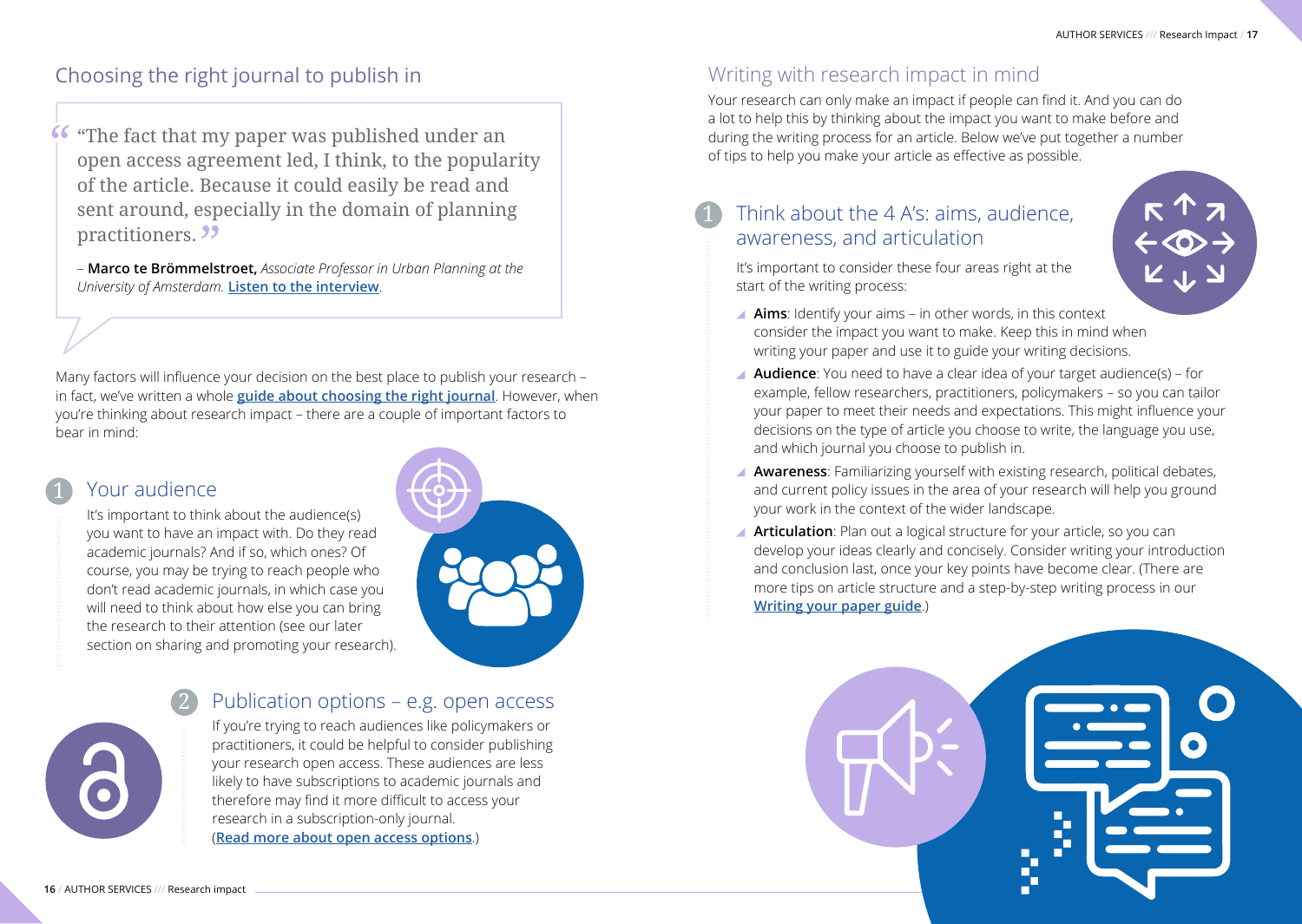## Choosing the right journal to publish in

> "The fact that my paper was published under an open access agreement led, I think, to the popularity of the article. Because it could easily be read and sent around, especially in the domain of planning practitioners."
>
> – **Marco te Brömmelstroet,** *Associate Professor in Urban Planning at the University of Amsterdam.* **Listen to the interview**.

Many factors will influence your decision on the best place to publish your research – in fact, we've written a whole **guide about choosing the right journal**. However, when you're thinking about research impact – there are a couple of important factors to bear in mind:

### 1 Your audience

It's important to think about the audience(s) you want to have an impact with. Do they read academic journals? And if so, which ones? Of course, you may be trying to reach people who don't read academic journals, in which case you will need to think about how else you can bring the research to their attention (see our later section on sharing and promoting your research).

### 2 Publication options – e.g. open access

If you're trying to reach audiences like policymakers or practitioners, it could be helpful to consider publishing your research open access. These audiences are less likely to have subscriptions to academic journals and therefore may find it more difficult to access your research in a subscription-only journal. (**Read more about open access options**.)

## Writing with research impact in mind

Your research can only make an impact if people can find it. And you can do a lot to help this by thinking about the impact you want to make before and during the writing process for an article. Below we've put together a number of tips to help you make your article as effective as possible.

### 1 Think about the 4 A's: aims, audience, awareness, and articulation

It's important to consider these four areas right at the start of the writing process:

- **Aims**: Identify your aims – in other words, in this context consider the impact you want to make. Keep this in mind when writing your paper and use it to guide your writing decisions.
- **Audience**: You need to have a clear idea of your target audience(s) – for example, fellow researchers, practitioners, policymakers – so you can tailor your paper to meet their needs and expectations. This might influence your decisions on the type of article you choose to write, the language you use, and which journal you choose to publish in.
- **Awareness**: Familiarizing yourself with existing research, political debates, and current policy issues in the area of your research will help you ground your work in the context of the wider landscape.
- **Articulation**: Plan out a logical structure for your article, so you can develop your ideas clearly and concisely. Consider writing your introduction and conclusion last, once your key points have become clear. (There are more tips on article structure and a step-by-step writing process in our **Writing your paper guide**.)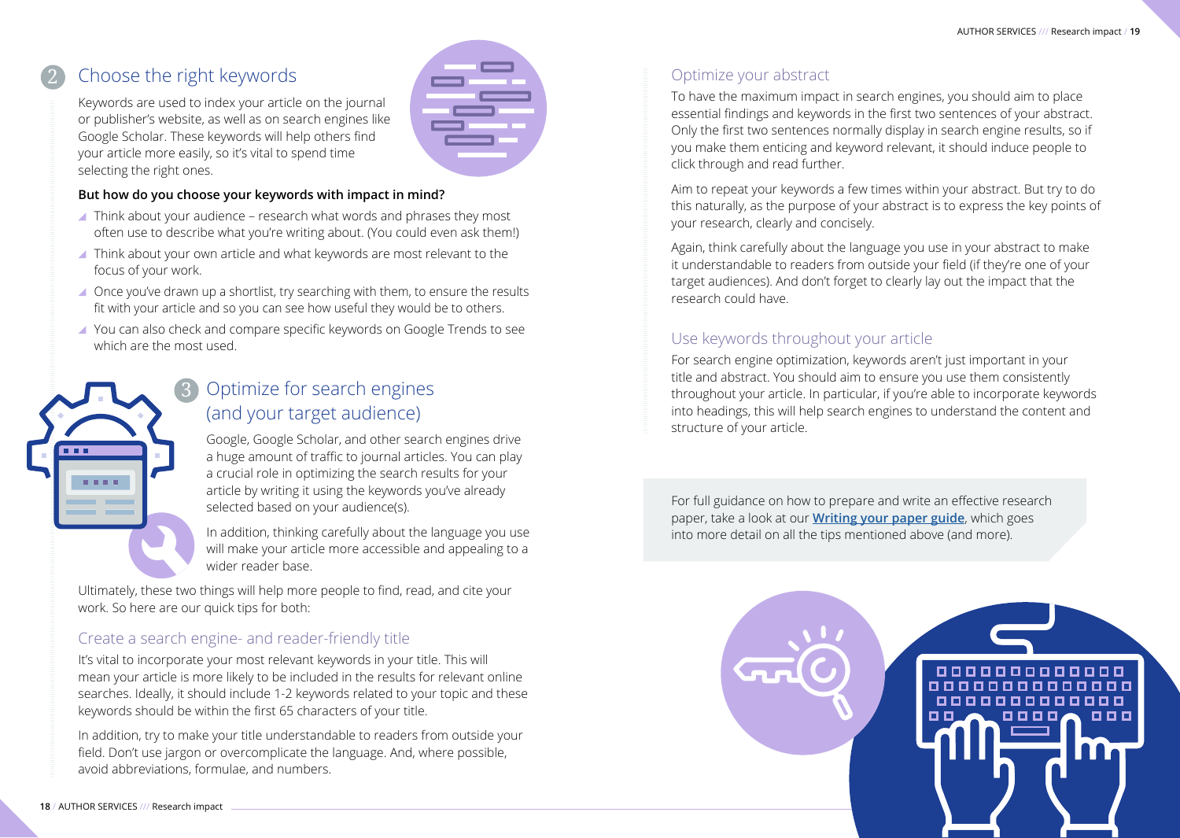## 2 Choose the right keywords

Keywords are used to index your article on the journal or publisher's website, as well as on search engines like Google Scholar. These keywords will help others find your article more easily, so it's vital to spend time selecting the right ones.

**But how do you choose your keywords with impact in mind?**

- Think about your audience – research what words and phrases they most often use to describe what you're writing about. (You could even ask them!)
- Think about your own article and what keywords are most relevant to the focus of your work.
- Once you've drawn up a shortlist, try searching with them, to ensure the results fit with your article and so you can see how useful they would be to others.
- You can also check and compare specific keywords on Google Trends to see which are the most used.

## 3 Optimize for search engines (and your target audience)

Google, Google Scholar, and other search engines drive a huge amount of traffic to journal articles. You can play a crucial role in optimizing the search results for your article by writing it using the keywords you've already selected based on your audience(s).

In addition, thinking carefully about the language you use will make your article more accessible and appealing to a wider reader base.

Ultimately, these two things will help more people to find, read, and cite your work. So here are our quick tips for both:

### Create a search engine- and reader-friendly title

It's vital to incorporate your most relevant keywords in your title. This will mean your article is more likely to be included in the results for relevant online searches. Ideally, it should include 1-2 keywords related to your topic and these keywords should be within the first 65 characters of your title.

In addition, try to make your title understandable to readers from outside your field. Don't use jargon or overcomplicate the language. And, where possible, avoid abbreviations, formulae, and numbers.

### Optimize your abstract

To have the maximum impact in search engines, you should aim to place essential findings and keywords in the first two sentences of your abstract. Only the first two sentences normally display in search engine results, so if you make them enticing and keyword relevant, it should induce people to click through and read further.

Aim to repeat your keywords a few times within your abstract. But try to do this naturally, as the purpose of your abstract is to express the key points of your research, clearly and concisely.

Again, think carefully about the language you use in your abstract to make it understandable to readers from outside your field (if they're one of your target audiences). And don't forget to clearly lay out the impact that the research could have.

### Use keywords throughout your article

For search engine optimization, keywords aren't just important in your title and abstract. You should aim to ensure you use them consistently throughout your article. In particular, if you're able to incorporate keywords into headings, this will help search engines to understand the content and structure of your article.

For full guidance on how to prepare and write an effective research paper, take a look at our **Writing your paper guide**, which goes into more detail on all the tips mentioned above (and more).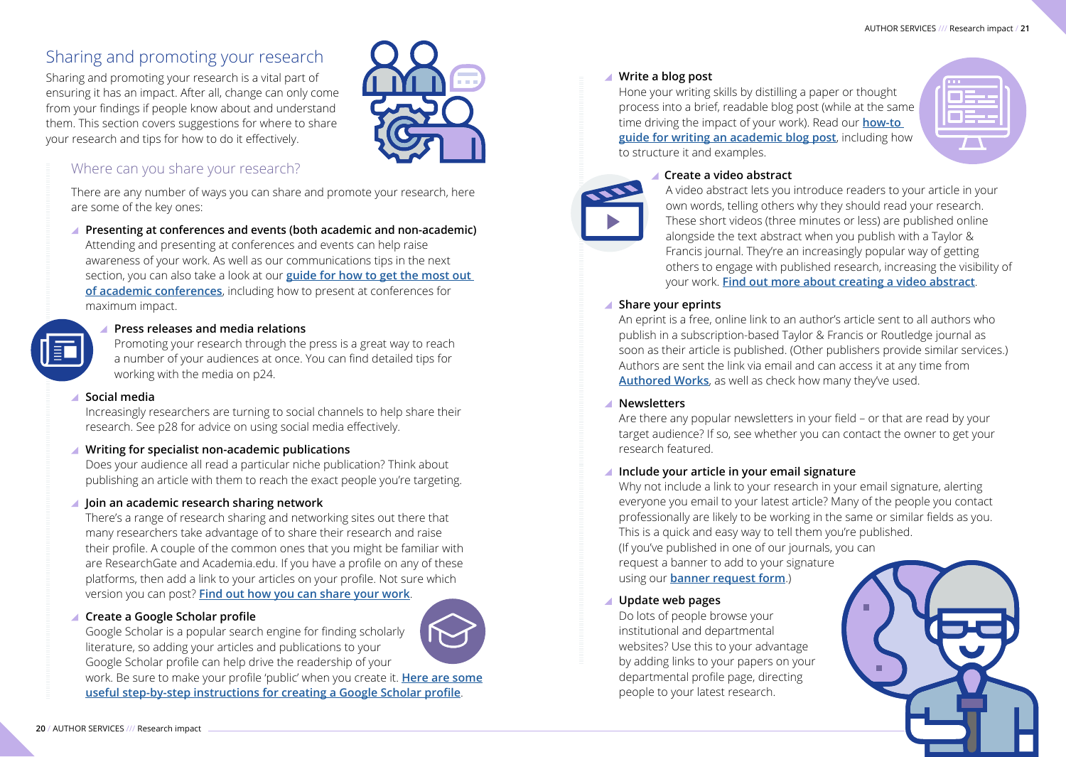## Sharing and promoting your research

Sharing and promoting your research is a vital part of ensuring it has an impact. After all, change can only come from your findings if people know about and understand them. This section covers suggestions for where to share your research and tips for how to do it effectively.

### Where can you share your research?

There are any number of ways you can share and promote your research, here are some of the key ones:

- **Presenting at conferences and events (both academic and non-academic)**
  Attending and presenting at conferences and events can help raise awareness of your work. As well as our communications tips in the next section, you can also take a look at our **guide for how to get the most out of academic conferences**, including how to present at conferences for maximum impact.

- **Press releases and media relations**
  Promoting your research through the press is a great way to reach a number of your audiences at once. You can find detailed tips for working with the media on p24.

- **Social media**
  Increasingly researchers are turning to social channels to help share their research. See p28 for advice on using social media effectively.

- **Writing for specialist non-academic publications**
  Does your audience all read a particular niche publication? Think about publishing an article with them to reach the exact people you're targeting.

- **Join an academic research sharing network**
  There's a range of research sharing and networking sites out there that many researchers take advantage of to share their research and raise their profile. A couple of the common ones that you might be familiar with are ResearchGate and Academia.edu. If you have a profile on any of these platforms, then add a link to your articles on your profile. Not sure which version you can post? **Find out how you can share your work**.

- **Create a Google Scholar profile**
  Google Scholar is a popular search engine for finding scholarly literature, so adding your articles and publications to your Google Scholar profile can help drive the readership of your work. Be sure to make your profile 'public' when you create it. **Here are some useful step-by-step instructions for creating a Google Scholar profile**.

- **Write a blog post**
  Hone your writing skills by distilling a paper or thought process into a brief, readable blog post (while at the same time driving the impact of your work). Read our **how-to guide for writing an academic blog post**, including how to structure it and examples.

- **Create a video abstract**
  A video abstract lets you introduce readers to your article in your own words, telling others why they should read your research. These short videos (three minutes or less) are published online alongside the text abstract when you publish with a Taylor & Francis journal. They're an increasingly popular way of getting others to engage with published research, increasing the visibility of your work. **Find out more about creating a video abstract**.

- **Share your eprints**
  An eprint is a free, online link to an author's article sent to all authors who publish in a subscription-based Taylor & Francis or Routledge journal as soon as their article is published. (Other publishers provide similar services.) Authors are sent the link via email and can access it at any time from **Authored Works**, as well as check how many they've used.

- **Newsletters**
  Are there any popular newsletters in your field – or that are read by your target audience? If so, see whether you can contact the owner to get your research featured.

- **Include your article in your email signature**
  Why not include a link to your research in your email signature, alerting everyone you email to your latest article? Many of the people you contact professionally are likely to be working in the same or similar fields as you. This is a quick and easy way to tell them you're published. (If you've published in one of our journals, you can request a banner to add to your signature using our **banner request form**.)

- **Update web pages**
  Do lots of people browse your institutional and departmental websites? Use this to your advantage by adding links to your papers on your departmental profile page, directing people to your latest research.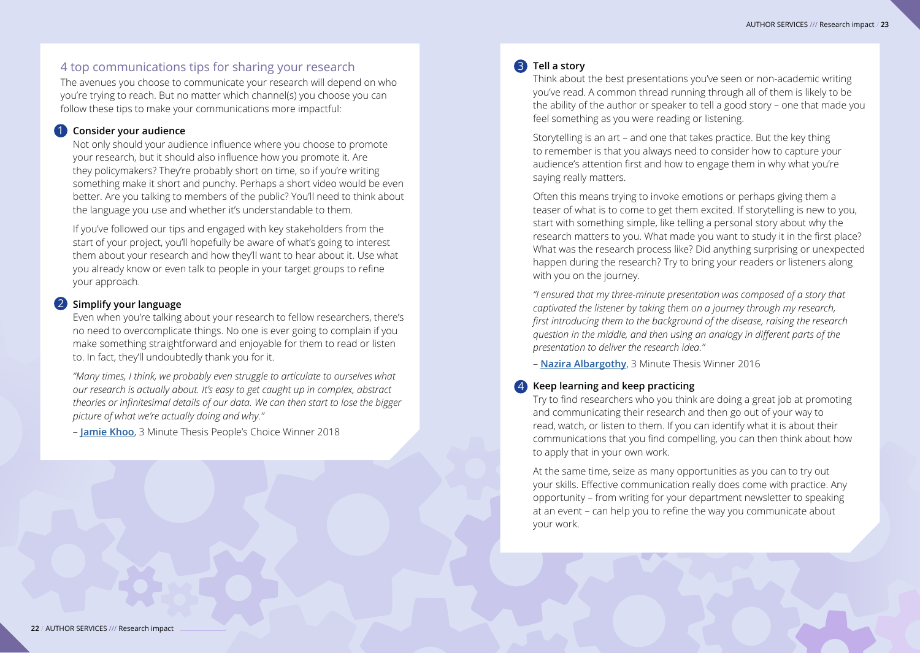## 4 top communications tips for sharing your research

The avenues you choose to communicate your research will depend on who you're trying to reach. But no matter which channel(s) you choose you can follow these tips to make your communications more impactful:

### 1 Consider your audience

Not only should your audience influence where you choose to promote your research, but it should also influence how you promote it. Are they policymakers? They're probably short on time, so if you're writing something make it short and punchy. Perhaps a short video would be even better. Are you talking to members of the public? You'll need to think about the language you use and whether it's understandable to them.

If you've followed our tips and engaged with key stakeholders from the start of your project, you'll hopefully be aware of what's going to interest them about your research and how they'll want to hear about it. Use what you already know or even talk to people in your target groups to refine your approach.

### 2 Simplify your language

Even when you're talking about your research to fellow researchers, there's no need to overcomplicate things. No one is ever going to complain if you make something straightforward and enjoyable for them to read or listen to. In fact, they'll undoubtedly thank you for it.

*"Many times, I think, we probably even struggle to articulate to ourselves what our research is actually about. It's easy to get caught up in complex, abstract theories or infinitesimal details of our data. We can then start to lose the bigger picture of what we're actually doing and why."*

– **Jamie Khoo**, 3 Minute Thesis People's Choice Winner 2018

### 3 Tell a story

Think about the best presentations you've seen or non-academic writing you've read. A common thread running through all of them is likely to be the ability of the author or speaker to tell a good story – one that made you feel something as you were reading or listening.

Storytelling is an art – and one that takes practice. But the key thing to remember is that you always need to consider how to capture your audience's attention first and how to engage them in why what you're saying really matters.

Often this means trying to invoke emotions or perhaps giving them a teaser of what is to come to get them excited. If storytelling is new to you, start with something simple, like telling a personal story about why the research matters to you. What made you want to study it in the first place? What was the research process like? Did anything surprising or unexpected happen during the research? Try to bring your readers or listeners along with you on the journey.

*"I ensured that my three-minute presentation was composed of a story that captivated the listener by taking them on a journey through my research, first introducing them to the background of the disease, raising the research question in the middle, and then using an analogy in different parts of the presentation to deliver the research idea."*

– **Nazira Albargothy**, 3 Minute Thesis Winner 2016

### 4 Keep learning and keep practicing

Try to find researchers who you think are doing a great job at promoting and communicating their research and then go out of your way to read, watch, or listen to them. If you can identify what it is about their communications that you find compelling, you can then think about how to apply that in your own work.

At the same time, seize as many opportunities as you can to try out your skills. Effective communication really does come with practice. Any opportunity – from writing for your department newsletter to speaking at an event – can help you to refine the way you communicate about your work.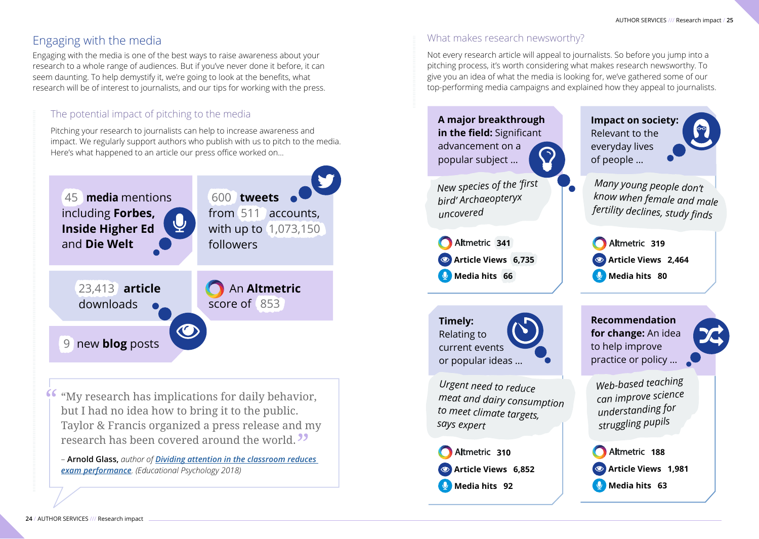## Engaging with the media

Engaging with the media is one of the best ways to raise awareness about your research to a whole range of audiences. But if you've never done it before, it can seem daunting. To help demystify it, we're going to look at the benefits, what research will be of interest to journalists, and our tips for working with the press.

### The potential impact of pitching to the media

Pitching your research to journalists can help to increase awareness and impact. We regularly support authors who publish with us to pitch to the media. Here's what happened to an article our press office worked on...

45 **media** mentions including **Forbes, Inside Higher Ed** and **Die Welt**

600 **tweets** from 511 accounts, with up to 1,073,150 followers

23,413 **article** downloads

An **Altmetric** score of 853

9 new **blog** posts

"My research has implications for daily behavior, but I had no idea how to bring it to the public. Taylor & Francis organized a press release and my research has been covered around the world."

– **Arnold Glass,** *author of* ***Dividing attention in the classroom reduces exam performance****. (Educational Psychology 2018)*

### What makes research newsworthy?

Not every research article will appeal to journalists. So before you jump into a pitching process, it's worth considering what makes research newsworthy. To give you an idea of what the media is looking for, we've gathered some of our top-performing media campaigns and explained how they appeal to journalists.

**A major breakthrough in the field:** Significant advancement on a popular subject ...

*New species of the 'first bird' Archaeopteryx uncovered*

- Altmetric **341**
- **Article Views 6,735**
- **Media hits 66**

**Impact on society:** Relevant to the everyday lives of people ...

*Many young people don't know when female and male fertility declines, study finds*

- Altmetric **319**
- **Article Views 2,464**
- **Media hits 80**

**Timely:** Relating to current events or popular ideas ...

*Urgent need to reduce meat and dairy consumption to meet climate targets, says expert*

- Altmetric **310**
- **Article Views 6,852**
- **Media hits 92**

**Recommendation for change:** An idea to help improve practice or policy ...

*Web-based teaching can improve science understanding for struggling pupils*

- Altmetric **188**
- **Article Views 1,981**
- **Media hits 63**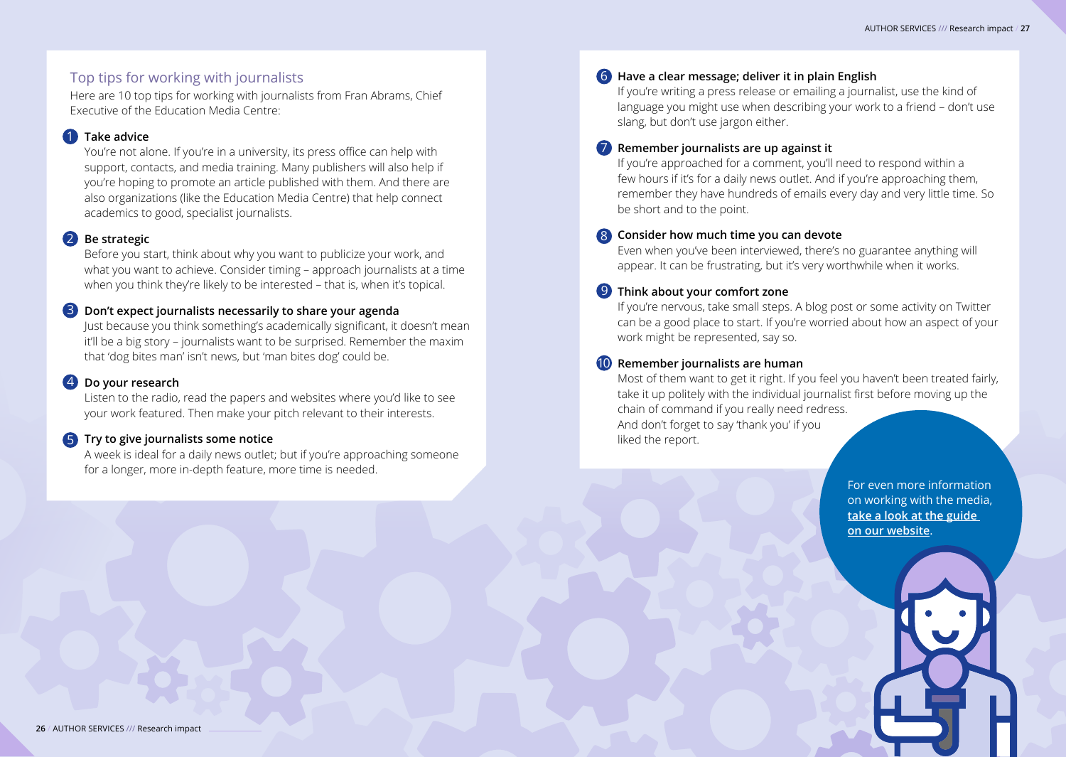## Top tips for working with journalists

Here are 10 top tips for working with journalists from Fran Abrams, Chief Executive of the Education Media Centre:

1. **Take advice**
   You're not alone. If you're in a university, its press office can help with support, contacts, and media training. Many publishers will also help if you're hoping to promote an article published with them. And there are also organizations (like the Education Media Centre) that help connect academics to good, specialist journalists.

2. **Be strategic**
   Before you start, think about why you want to publicize your work, and what you want to achieve. Consider timing – approach journalists at a time when you think they're likely to be interested – that is, when it's topical.

3. **Don't expect journalists necessarily to share your agenda**
   Just because you think something's academically significant, it doesn't mean it'll be a big story – journalists want to be surprised. Remember the maxim that 'dog bites man' isn't news, but 'man bites dog' could be.

4. **Do your research**
   Listen to the radio, read the papers and websites where you'd like to see your work featured. Then make your pitch relevant to their interests.

5. **Try to give journalists some notice**
   A week is ideal for a daily news outlet; but if you're approaching someone for a longer, more in-depth feature, more time is needed.

6. **Have a clear message; deliver it in plain English**
   If you're writing a press release or emailing a journalist, use the kind of language you might use when describing your work to a friend – don't use slang, but don't use jargon either.

7. **Remember journalists are up against it**
   If you're approached for a comment, you'll need to respond within a few hours if it's for a daily news outlet. And if you're approaching them, remember they have hundreds of emails every day and very little time. So be short and to the point.

8. **Consider how much time you can devote**
   Even when you've been interviewed, there's no guarantee anything will appear. It can be frustrating, but it's very worthwhile when it works.

9. **Think about your comfort zone**
   If you're nervous, take small steps. A blog post or some activity on Twitter can be a good place to start. If you're worried about how an aspect of your work might be represented, say so.

10. **Remember journalists are human**
    Most of them want to get it right. If you feel you haven't been treated fairly, take it up politely with the individual journalist first before moving up the chain of command if you really need redress.
    And don't forget to say 'thank you' if you liked the report.

For even more information on working with the media, **take a look at the guide on our website**.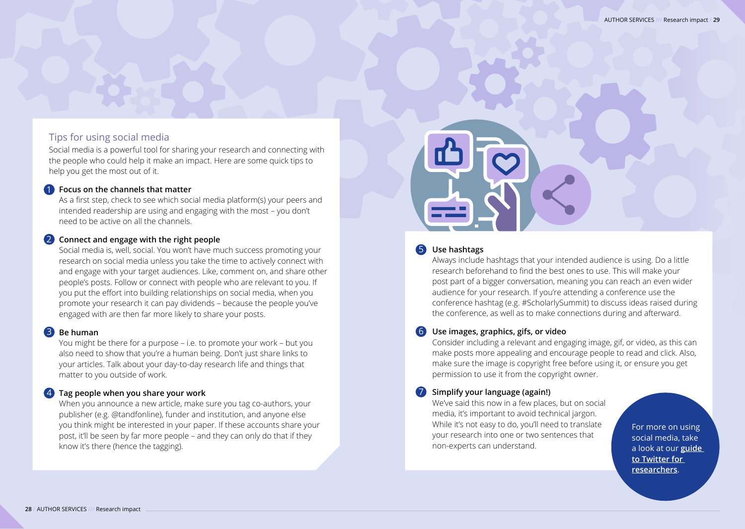## Tips for using social media

Social media is a powerful tool for sharing your research and connecting with the people who could help it make an impact. Here are some quick tips to help you get the most out of it.

1. **Focus on the channels that matter**
   As a first step, check to see which social media platform(s) your peers and intended readership are using and engaging with the most – you don't need to be active on all the channels.

2. **Connect and engage with the right people**
   Social media is, well, social. You won't have much success promoting your research on social media unless you take the time to actively connect with and engage with your target audiences. Like, comment on, and share other people's posts. Follow or connect with people who are relevant to you. If you put the effort into building relationships on social media, when you promote your research it can pay dividends – because the people you've engaged with are then far more likely to share your posts.

3. **Be human**
   You might be there for a purpose – i.e. to promote your work – but you also need to show that you're a human being. Don't just share links to your articles. Talk about your day-to-day research life and things that matter to you outside of work.

4. **Tag people when you share your work**
   When you announce a new article, make sure you tag co-authors, your publisher (e.g. @tandfonline), funder and institution, and anyone else you think might be interested in your paper. If these accounts share your post, it'll be seen by far more people – and they can only do that if they know it's there (hence the tagging).

5. **Use hashtags**
   Always include hashtags that your intended audience is using. Do a little research beforehand to find the best ones to use. This will make your post part of a bigger conversation, meaning you can reach an even wider audience for your research. If you're attending a conference use the conference hashtag (e.g. #ScholarlySummit) to discuss ideas raised during the conference, as well as to make connections during and afterward.

6. **Use images, graphics, gifs, or video**
   Consider including a relevant and engaging image, gif, or video, as this can make posts more appealing and encourage people to read and click. Also, make sure the image is copyright free before using it, or ensure you get permission to use it from the copyright owner.

7. **Simplify your language (again!)**
   We've said this now in a few places, but on social media, it's important to avoid technical jargon. While it's not easy to do, you'll need to translate your research into one or two sentences that non-experts can understand.

For more on using social media, take a look at our **guide to Twitter for researchers**.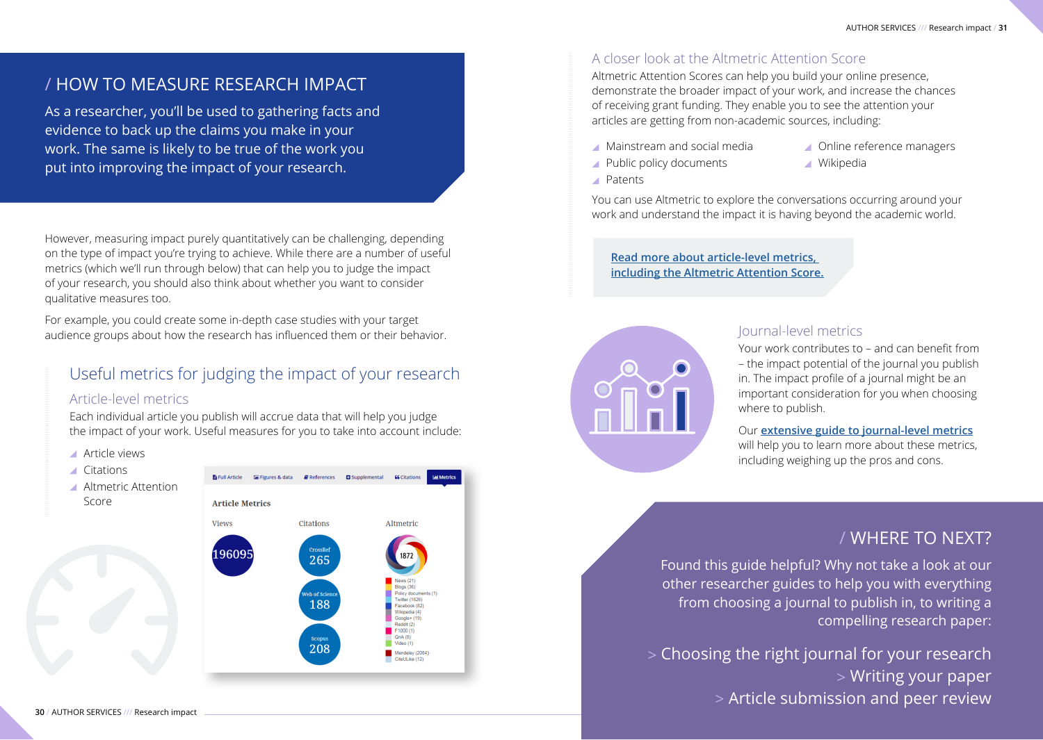## / HOW TO MEASURE RESEARCH IMPACT

As a researcher, you'll be used to gathering facts and evidence to back up the claims you make in your work. The same is likely to be true of the work you put into improving the impact of your research.

However, measuring impact purely quantitatively can be challenging, depending on the type of impact you're trying to achieve. While there are a number of useful metrics (which we'll run through below) that can help you to judge the impact of your research, you should also think about whether you want to consider qualitative measures too.

For example, you could create some in-depth case studies with your target audience groups about how the research has influenced them or their behavior.

### Useful metrics for judging the impact of your research

#### Article-level metrics

Each individual article you publish will accrue data that will help you judge the impact of your work. Useful measures for you to take into account include:

- Article views
- Citations
- Altmetric Attention Score

#### A closer look at the Altmetric Attention Score

Altmetric Attention Scores can help you build your online presence, demonstrate the broader impact of your work, and increase the chances of receiving grant funding. They enable you to see the attention your articles are getting from non-academic sources, including:

- Mainstream and social media
- Public policy documents
- Patents
- Online reference managers
- Wikipedia

You can use Altmetric to explore the conversations occurring around your work and understand the impact it is having beyond the academic world.

[Read more about article-level metrics, including the Altmetric Attention Score.]

#### Journal-level metrics

Your work contributes to – and can benefit from – the impact potential of the journal you publish in. The impact profile of a journal might be an important consideration for you when choosing where to publish.

Our **extensive guide to journal-level metrics** will help you to learn more about these metrics, including weighing up the pros and cons.

## / WHERE TO NEXT?

Found this guide helpful? Why not take a look at our other researcher guides to help you with everything from choosing a journal to publish in, to writing a compelling research paper:

> Choosing the right journal for your research
> Writing your paper
> Article submission and peer review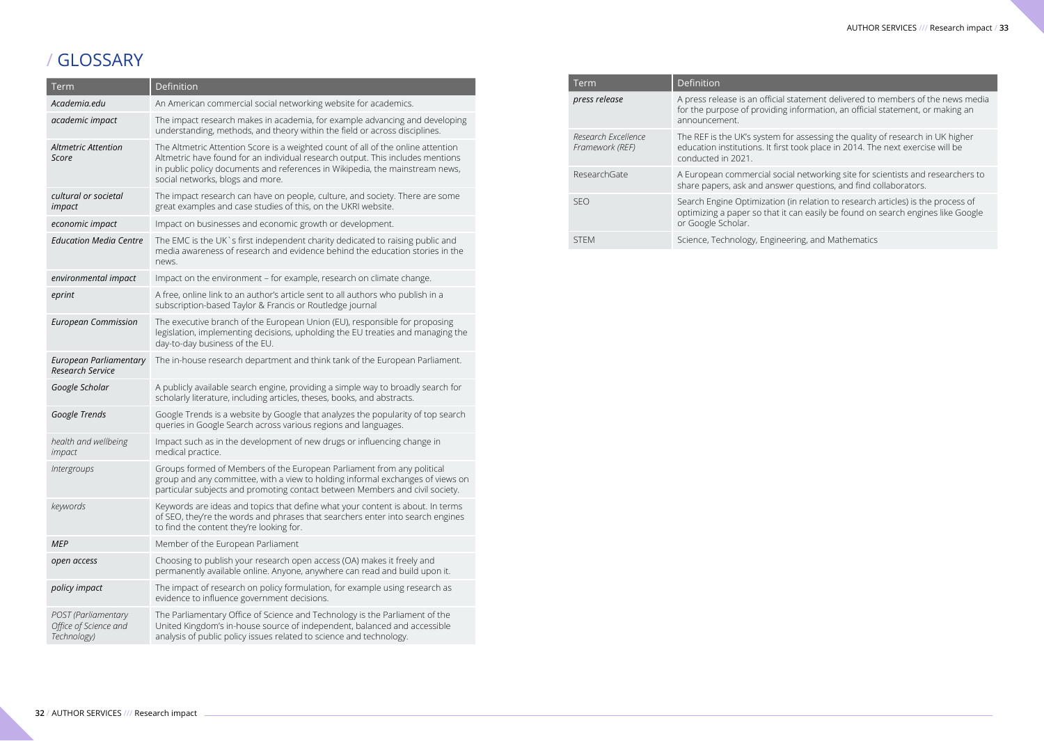# / GLOSSARY

| Term | Definition |
|---|---|
| *Academia.edu* | An American commercial social networking website for academics. |
| *academic impact* | The impact research makes in academia, for example advancing and developing understanding, methods, and theory within the field or across disciplines. |
| *Altmetric Attention Score* | The Altmetric Attention Score is a weighted count of all of the online attention Altmetric have found for an individual research output. This includes mentions in public policy documents and references in Wikipedia, the mainstream news, social networks, blogs and more. |
| *cultural or societal impact* | The impact research can have on people, culture, and society. There are some great examples and case studies of this, on the UKRI website. |
| *economic impact* | Impact on businesses and economic growth or development. |
| *Education Media Centre* | The EMC is the UK`s first independent charity dedicated to raising public and media awareness of research and evidence behind the education stories in the news. |
| *environmental impact* | Impact on the environment – for example, research on climate change. |
| *eprint* | A free, online link to an author's article sent to all authors who publish in a subscription-based Taylor & Francis or Routledge journal |
| *European Commission* | The executive branch of the European Union (EU), responsible for proposing legislation, implementing decisions, upholding the EU treaties and managing the day-to-day business of the EU. |
| *European Parliamentary Research Service* | The in-house research department and think tank of the European Parliament. |
| *Google Scholar* | A publicly available search engine, providing a simple way to broadly search for scholarly literature, including articles, theses, books, and abstracts. |
| *Google Trends* | Google Trends is a website by Google that analyzes the popularity of top search queries in Google Search across various regions and languages. |
| *health and wellbeing impact* | Impact such as in the development of new drugs or influencing change in medical practice. |
| *Intergroups* | Groups formed of Members of the European Parliament from any political group and any committee, with a view to holding informal exchanges of views on particular subjects and promoting contact between Members and civil society. |
| *keywords* | Keywords are ideas and topics that define what your content is about. In terms of SEO, they're the words and phrases that searchers enter into search engines to find the content they're looking for. |
| *MEP* | Member of the European Parliament |
| *open access* | Choosing to publish your research open access (OA) makes it freely and permanently available online. Anyone, anywhere can read and build upon it. |
| *policy impact* | The impact of research on policy formulation, for example using research as evidence to influence government decisions. |
| *POST (Parliamentary Office of Science and Technology)* | The Parliamentary Office of Science and Technology is the Parliament of the United Kingdom's in-house source of independent, balanced and accessible analysis of public policy issues related to science and technology. |
| *press release* | A press release is an official statement delivered to members of the news media for the purpose of providing information, an official statement, or making an announcement. |
| *Research Excellence Framework (REF)* | The REF is the UK's system for assessing the quality of research in UK higher education institutions. It first took place in 2014. The next exercise will be conducted in 2021. |
| ResearchGate | A European commercial social networking site for scientists and researchers to share papers, ask and answer questions, and find collaborators. |
| SEO | Search Engine Optimization (in relation to research articles) is the process of optimizing a paper so that it can easily be found on search engines like Google or Google Scholar. |
| STEM | Science, Technology, Engineering, and Mathematics |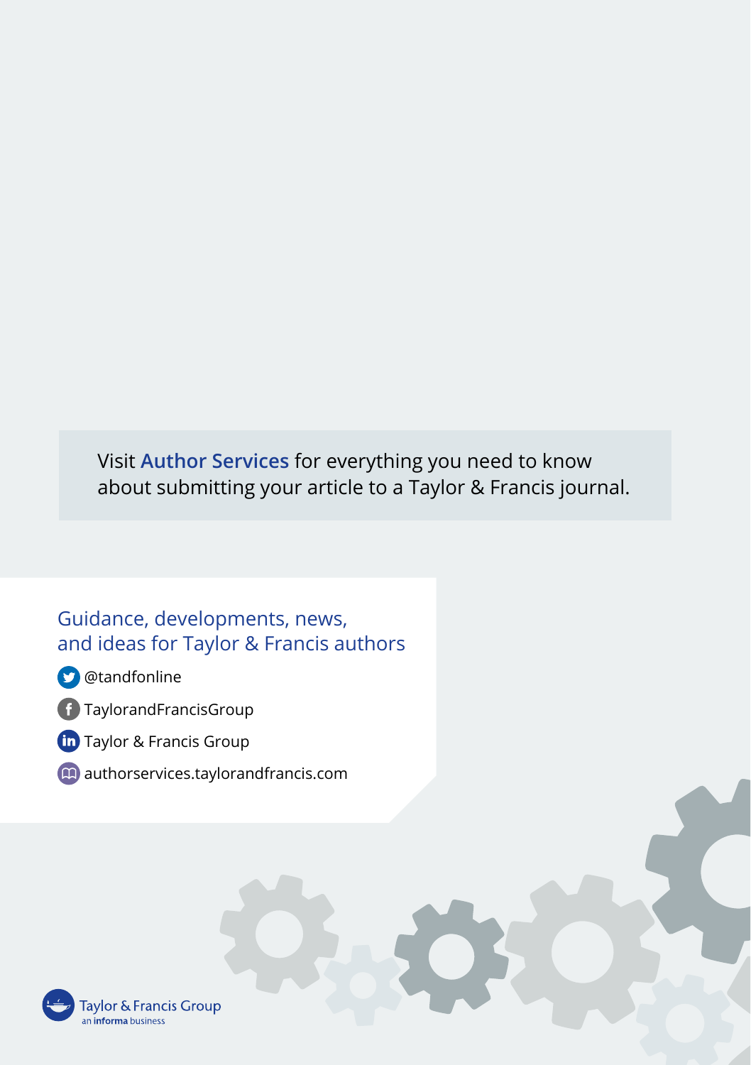Visit **Author Services** for everything you need to know about submitting your article to a Taylor & Francis journal.

Guidance, developments, news, and ideas for Taylor & Francis authors

@tandfonline

TaylorandFrancisGroup

Taylor & Francis Group

authorservices.taylorandfrancis.com

Taylor & Francis Group
an informa business